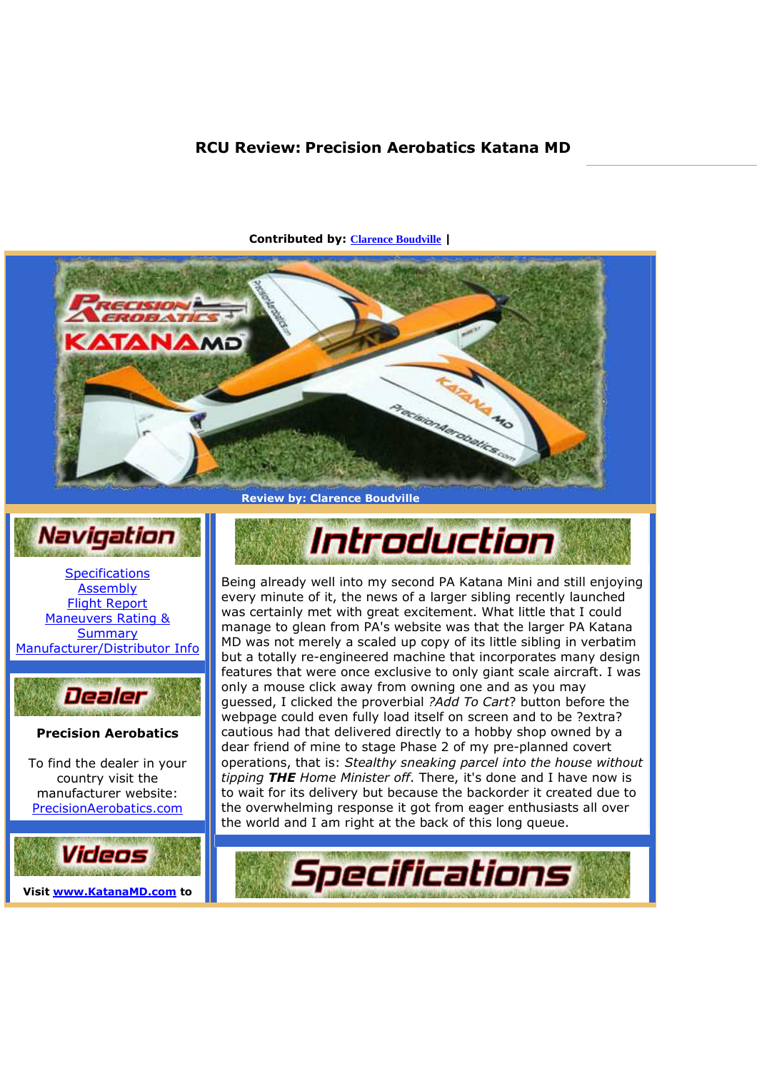# RCU Review: Precision Aerobatics Katana MD

**Contributed by:** Clarence Boudville |

**Review by: Clarence Boudville**

## Navigation

Specifications
Assembly
Flight Report
Maneuvers Rating & Summary
Manufacturer/Distributor Info

## Dealer

**Precision Aerobatics**

To find the dealer in your country visit the manufacturer website: PrecisionAerobatics.com

## Videos

**Visit www.KatanaMD.com to**

## Introduction

Being already well into my second PA Katana Mini and still enjoying every minute of it, the news of a larger sibling recently launched was certainly met with great excitement. What little that I could manage to glean from PA's website was that the larger PA Katana MD was not merely a scaled up copy of its little sibling in verbatim but a totally re-engineered machine that incorporates many design features that were once exclusive to only giant scale aircraft. I was only a mouse click away from owning one and as you may guessed, I clicked the proverbial *?Add To Cart*? button before the webpage could even fully load itself on screen and to be ?extra? cautious had that delivered directly to a hobby shop owned by a dear friend of mine to stage Phase 2 of my pre-planned covert operations, that is: *Stealthy sneaking parcel into the house without tipping **THE** Home Minister off*. There, it's done and I have now is to wait for its delivery but because the backorder it created due to the overwhelming response it got from eager enthusiasts all over the world and I am right at the back of this long queue.

## Specifications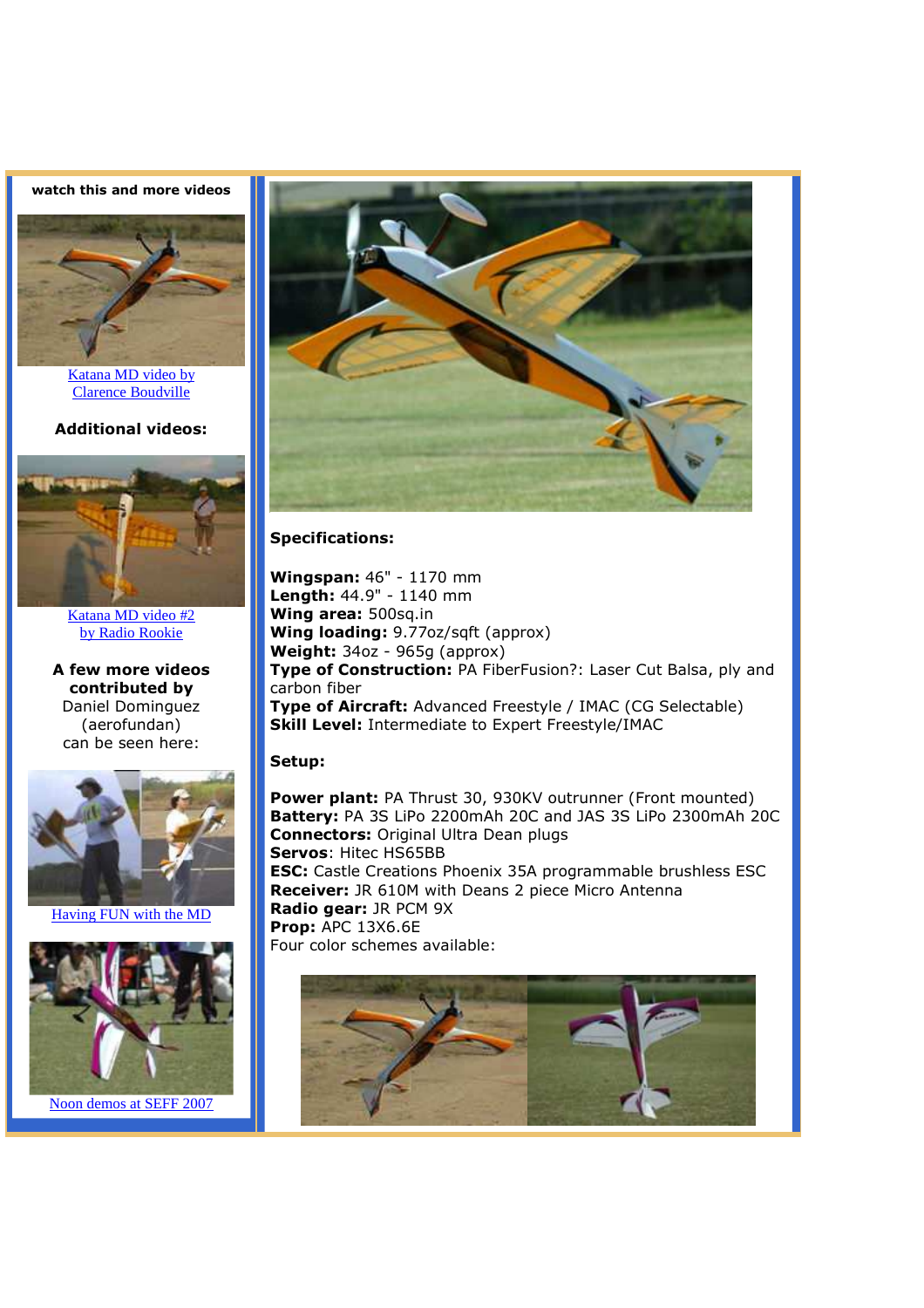**watch this and more videos**

Katana MD video by Clarence Boudville

**Additional videos:**

Katana MD video #2 by Radio Rookie

**A few more videos contributed by**
Daniel Dominguez (aerofundan) can be seen here:

Having FUN with the MD

Noon demos at SEFF 2007

**Specifications:**

**Wingspan:** 46" - 1170 mm
**Length:** 44.9" - 1140 mm
**Wing area:** 500sq.in
**Wing loading:** 9.77oz/sqft (approx)
**Weight:** 34oz - 965g (approx)
**Type of Construction:** PA FiberFusion?: Laser Cut Balsa, ply and carbon fiber
**Type of Aircraft:** Advanced Freestyle / IMAC (CG Selectable)
**Skill Level:** Intermediate to Expert Freestyle/IMAC

**Setup:**

**Power plant:** PA Thrust 30, 930KV outrunner (Front mounted)
**Battery:** PA 3S LiPo 2200mAh 20C and JAS 3S LiPo 2300mAh 20C
**Connectors:** Original Ultra Dean plugs
**Servos**: Hitec HS65BB
**ESC:** Castle Creations Phoenix 35A programmable brushless ESC
**Receiver:** JR 610M with Deans 2 piece Micro Antenna
**Radio gear:** JR PCM 9X
**Prop:** APC 13X6.6E
Four color schemes available: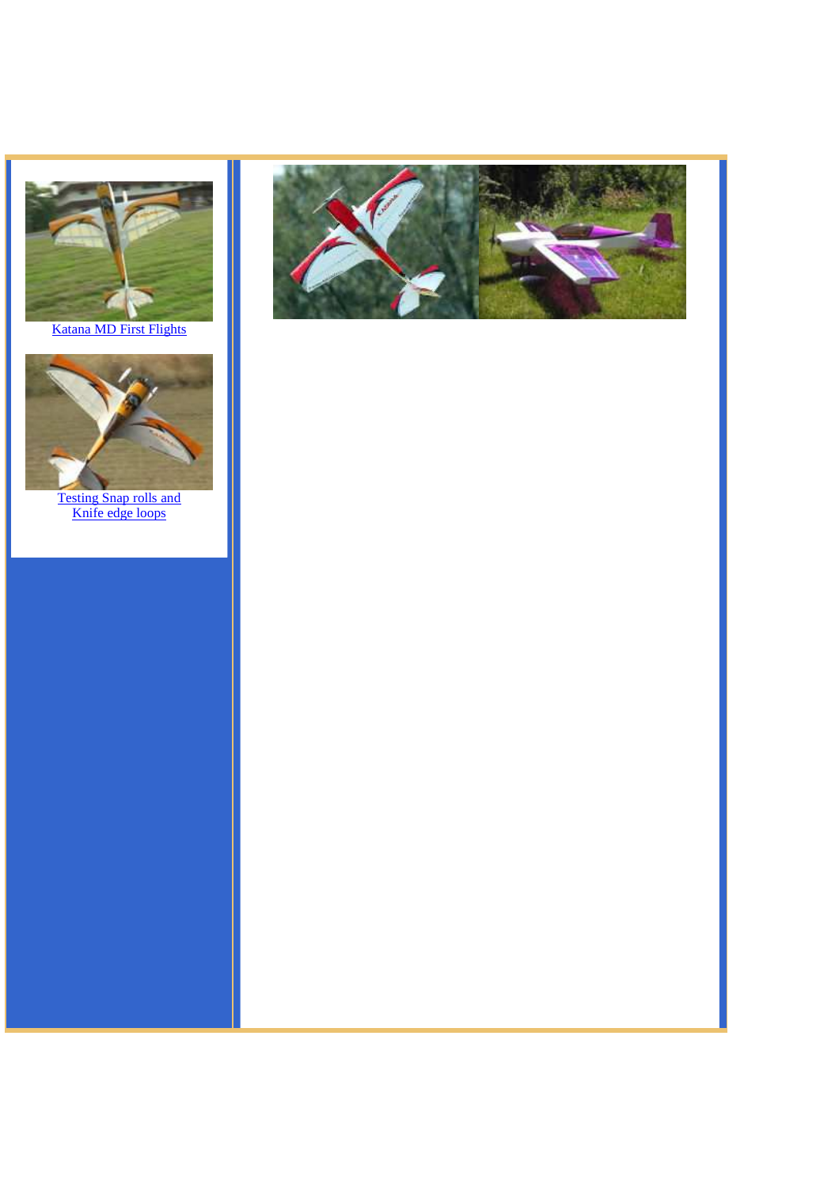[Katana MD First Flights]

[Testing Snap rolls and Knife edge loops]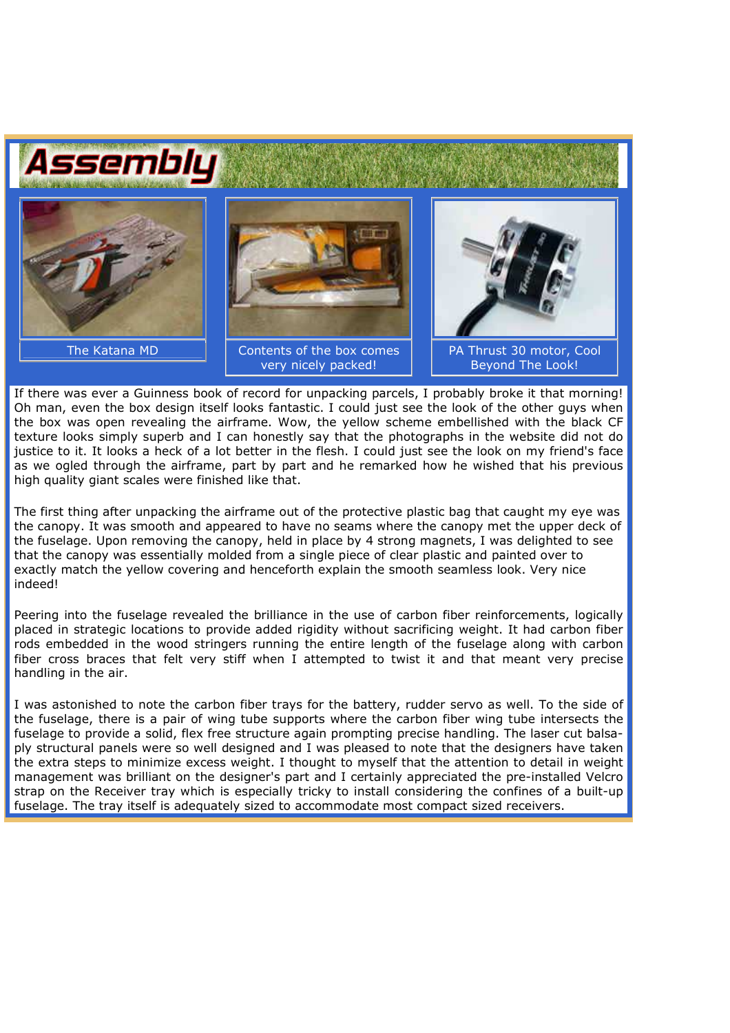# Assembly

The Katana MD

Contents of the box comes very nicely packed!

PA Thrust 30 motor, Cool Beyond The Look!

If there was ever a Guinness book of record for unpacking parcels, I probably broke it that morning! Oh man, even the box design itself looks fantastic. I could just see the look of the other guys when the box was open revealing the airframe. Wow, the yellow scheme embellished with the black CF texture looks simply superb and I can honestly say that the photographs in the website did not do justice to it. It looks a heck of a lot better in the flesh. I could just see the look on my friend's face as we ogled through the airframe, part by part and he remarked how he wished that his previous high quality giant scales were finished like that.

The first thing after unpacking the airframe out of the protective plastic bag that caught my eye was the canopy. It was smooth and appeared to have no seams where the canopy met the upper deck of the fuselage. Upon removing the canopy, held in place by 4 strong magnets, I was delighted to see that the canopy was essentially molded from a single piece of clear plastic and painted over to exactly match the yellow covering and henceforth explain the smooth seamless look. Very nice indeed!

Peering into the fuselage revealed the brilliance in the use of carbon fiber reinforcements, logically placed in strategic locations to provide added rigidity without sacrificing weight. It had carbon fiber rods embedded in the wood stringers running the entire length of the fuselage along with carbon fiber cross braces that felt very stiff when I attempted to twist it and that meant very precise handling in the air.

I was astonished to note the carbon fiber trays for the battery, rudder servo as well. To the side of the fuselage, there is a pair of wing tube supports where the carbon fiber wing tube intersects the fuselage to provide a solid, flex free structure again prompting precise handling. The laser cut balsa-ply structural panels were so well designed and I was pleased to note that the designers have taken the extra steps to minimize excess weight. I thought to myself that the attention to detail in weight management was brilliant on the designer's part and I certainly appreciated the pre-installed Velcro strap on the Receiver tray which is especially tricky to install considering the confines of a built-up fuselage. The tray itself is adequately sized to accommodate most compact sized receivers.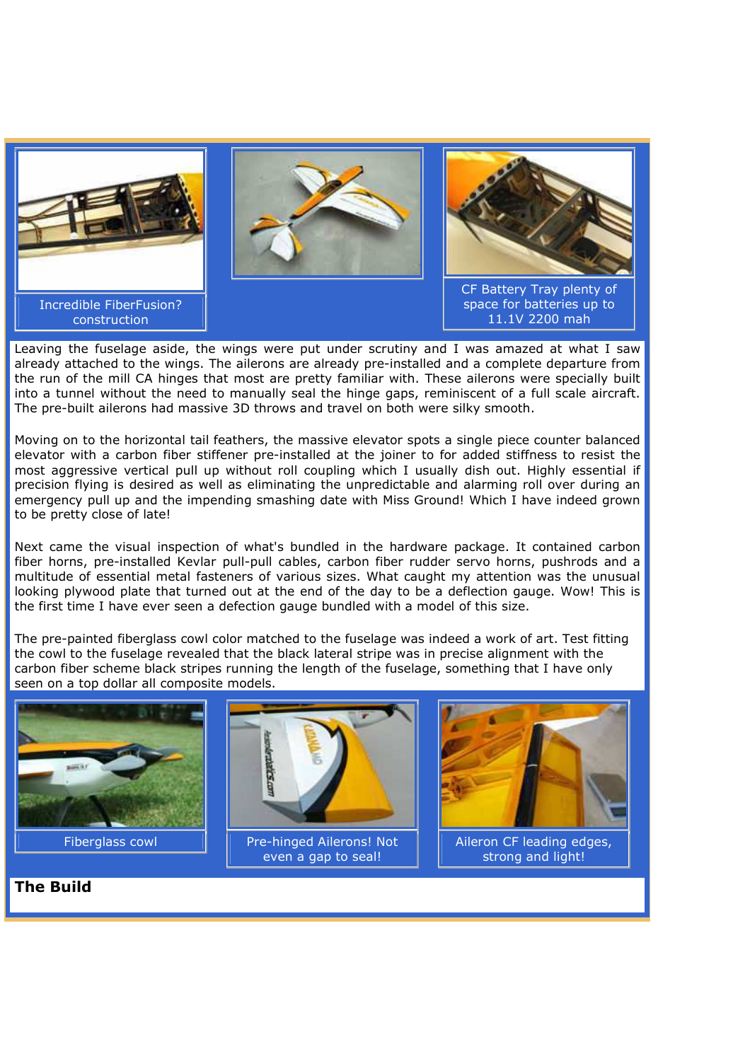Incredible FiberFusion? construction

CF Battery Tray plenty of space for batteries up to 11.1V 2200 mah

Leaving the fuselage aside, the wings were put under scrutiny and I was amazed at what I saw already attached to the wings. The ailerons are already pre-installed and a complete departure from the run of the mill CA hinges that most are pretty familiar with. These ailerons were specially built into a tunnel without the need to manually seal the hinge gaps, reminiscent of a full scale aircraft. The pre-built ailerons had massive 3D throws and travel on both were silky smooth.

Moving on to the horizontal tail feathers, the massive elevator spots a single piece counter balanced elevator with a carbon fiber stiffener pre-installed at the joiner to for added stiffness to resist the most aggressive vertical pull up without roll coupling which I usually dish out. Highly essential if precision flying is desired as well as eliminating the unpredictable and alarming roll over during an emergency pull up and the impending smashing date with Miss Ground! Which I have indeed grown to be pretty close of late!

Next came the visual inspection of what's bundled in the hardware package. It contained carbon fiber horns, pre-installed Kevlar pull-pull cables, carbon fiber rudder servo horns, pushrods and a multitude of essential metal fasteners of various sizes. What caught my attention was the unusual looking plywood plate that turned out at the end of the day to be a deflection gauge. Wow! This is the first time I have ever seen a defection gauge bundled with a model of this size.

The pre-painted fiberglass cowl color matched to the fuselage was indeed a work of art. Test fitting the cowl to the fuselage revealed that the black lateral stripe was in precise alignment with the carbon fiber scheme black stripes running the length of the fuselage, something that I have only seen on a top dollar all composite models.

Fiberglass cowl

Pre-hinged Ailerons! Not even a gap to seal!

Aileron CF leading edges, strong and light!

## The Build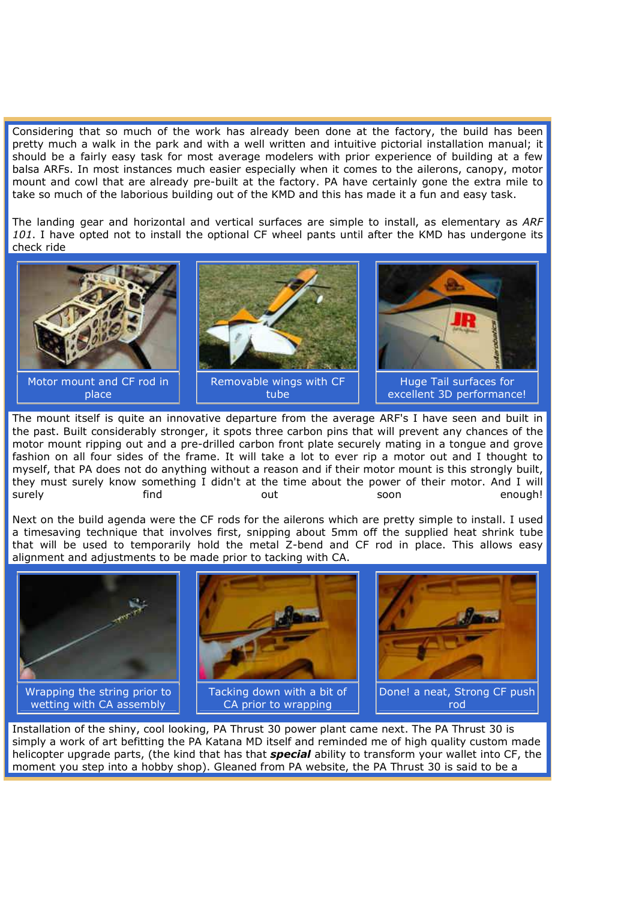Considering that so much of the work has already been done at the factory, the build has been pretty much a walk in the park and with a well written and intuitive pictorial installation manual; it should be a fairly easy task for most average modelers with prior experience of building at a few balsa ARFs. In most instances much easier especially when it comes to the ailerons, canopy, motor mount and cowl that are already pre-built at the factory. PA have certainly gone the extra mile to take so much of the laborious building out of the KMD and this has made it a fun and easy task.

The landing gear and horizontal and vertical surfaces are simple to install, as elementary as *ARF 101*. I have opted not to install the optional CF wheel pants until after the KMD has undergone its check ride

Motor mount and CF rod in place

Removable wings with CF tube

Huge Tail surfaces for excellent 3D performance!

The mount itself is quite an innovative departure from the average ARF's I have seen and built in the past. Built considerably stronger, it spots three carbon pins that will prevent any chances of the motor mount ripping out and a pre-drilled carbon front plate securely mating in a tongue and grove fashion on all four sides of the frame. It will take a lot to ever rip a motor out and I thought to myself, that PA does not do anything without a reason and if their motor mount is this strongly built, they must surely know something I didn't at the time about the power of their motor. And I will surely find out soon enough!

Next on the build agenda were the CF rods for the ailerons which are pretty simple to install. I used a timesaving technique that involves first, snipping about 5mm off the supplied heat shrink tube that will be used to temporarily hold the metal Z-bend and CF rod in place. This allows easy alignment and adjustments to be made prior to tacking with CA.

Wrapping the string prior to wetting with CA assembly

Tacking down with a bit of CA prior to wrapping

Done! a neat, Strong CF push rod

Installation of the shiny, cool looking, PA Thrust 30 power plant came next. The PA Thrust 30 is simply a work of art befitting the PA Katana MD itself and reminded me of high quality custom made helicopter upgrade parts, (the kind that has that ***special*** ability to transform your wallet into CF, the moment you step into a hobby shop). Gleaned from PA website, the PA Thrust 30 is said to be a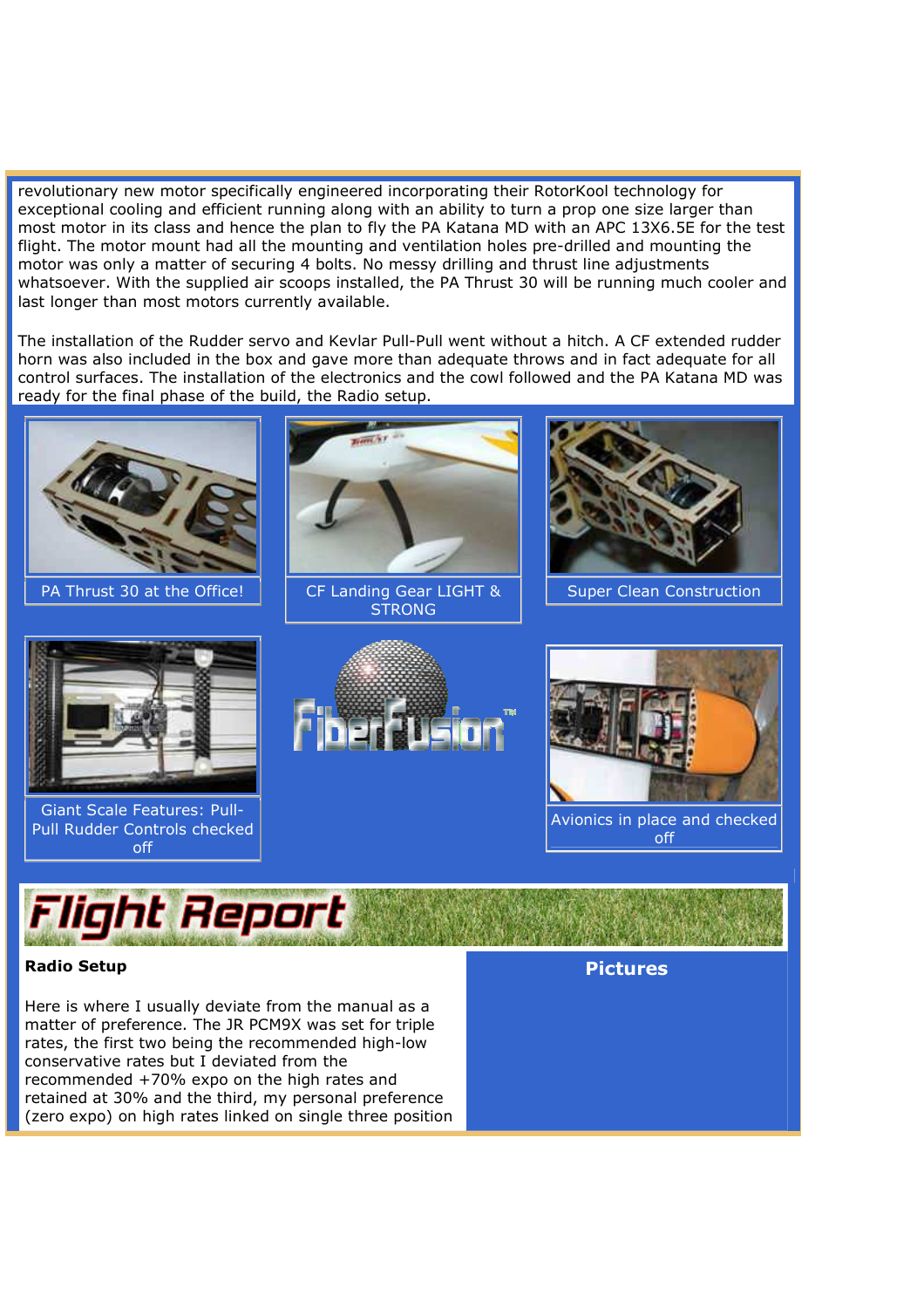revolutionary new motor specifically engineered incorporating their RotorKool technology for exceptional cooling and efficient running along with an ability to turn a prop one size larger than most motor in its class and hence the plan to fly the PA Katana MD with an APC 13X6.5E for the test flight. The motor mount had all the mounting and ventilation holes pre-drilled and mounting the motor was only a matter of securing 4 bolts. No messy drilling and thrust line adjustments whatsoever. With the supplied air scoops installed, the PA Thrust 30 will be running much cooler and last longer than most motors currently available.

The installation of the Rudder servo and Kevlar Pull-Pull went without a hitch. A CF extended rudder horn was also included in the box and gave more than adequate throws and in fact adequate for all control surfaces. The installation of the electronics and the cowl followed and the PA Katana MD was ready for the final phase of the build, the Radio setup.

PA Thrust 30 at the Office!

CF Landing Gear LIGHT & STRONG

Super Clean Construction

Giant Scale Features: Pull-Pull Rudder Controls checked off

Avionics in place and checked off

# Flight Report

**Radio Setup**

Here is where I usually deviate from the manual as a matter of preference. The JR PCM9X was set for triple rates, the first two being the recommended high-low conservative rates but I deviated from the recommended +70% expo on the high rates and retained at 30% and the third, my personal preference (zero expo) on high rates linked on single three position

**Pictures**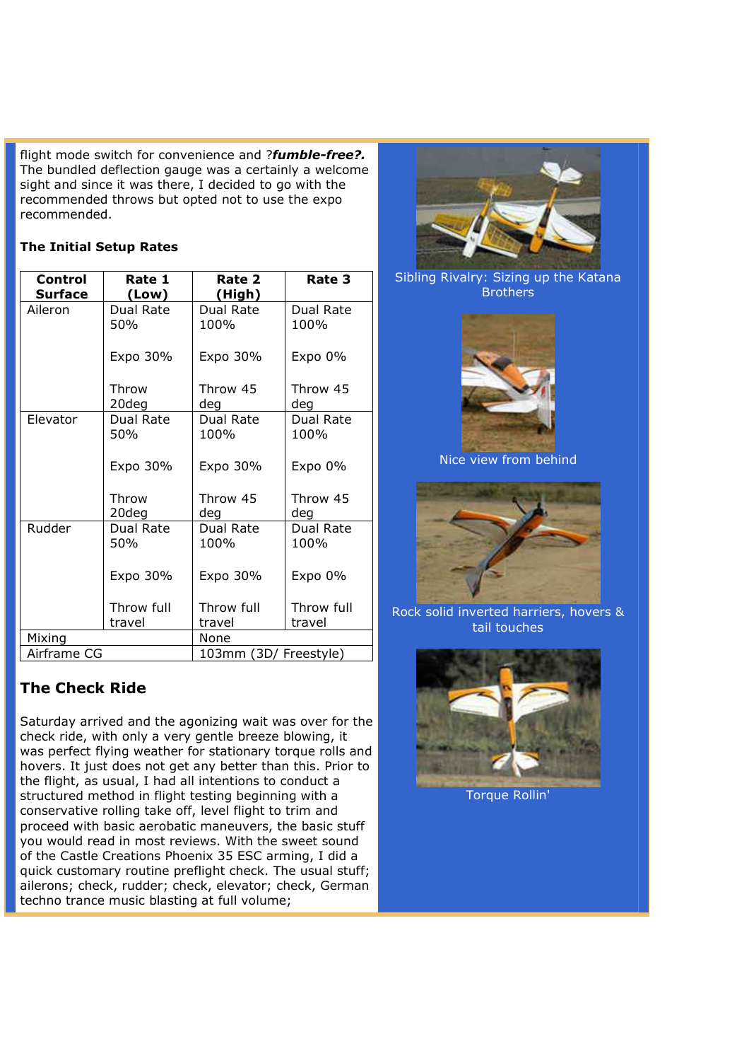flight mode switch for convenience and ?***fumble-free?.*** The bundled deflection gauge was a certainly a welcome sight and since it was there, I decided to go with the recommended throws but opted not to use the expo recommended.

**The Initial Setup Rates**

| Control Surface | Rate 1 (Low) | Rate 2 (High) | Rate 3 |
|---|---|---|---|
| Aileron | Dual Rate 50%<br><br>Expo 30%<br><br>Throw 20deg | Dual Rate 100%<br><br>Expo 30%<br><br>Throw 45 deg | Dual Rate 100%<br><br>Expo 0%<br><br>Throw 45 deg |
| Elevator | Dual Rate 50%<br><br>Expo 30%<br><br>Throw 20deg | Dual Rate 100%<br><br>Expo 30%<br><br>Throw 45 deg | Dual Rate 100%<br><br>Expo 0%<br><br>Throw 45 deg |
| Rudder | Dual Rate 50%<br><br>Expo 30%<br><br>Throw full travel | Dual Rate 100%<br><br>Expo 30%<br><br>Throw full travel | Dual Rate 100%<br><br>Expo 0%<br><br>Throw full travel |
| Mixing | | None | |
| Airframe CG | | 103mm (3D/ Freestyle) | |

## The Check Ride

Saturday arrived and the agonizing wait was over for the check ride, with only a very gentle breeze blowing, it was perfect flying weather for stationary torque rolls and hovers. It just does not get any better than this. Prior to the flight, as usual, I had all intentions to conduct a structured method in flight testing beginning with a conservative rolling take off, level flight to trim and proceed with basic aerobatic maneuvers, the basic stuff you would read in most reviews. With the sweet sound of the Castle Creations Phoenix 35 ESC arming, I did a quick customary routine preflight check. The usual stuff; ailerons; check, rudder; check, elevator; check, German techno trance music blasting at full volume;

Sibling Rivalry: Sizing up the Katana Brothers

Nice view from behind

Rock solid inverted harriers, hovers & tail touches

Torque Rollin'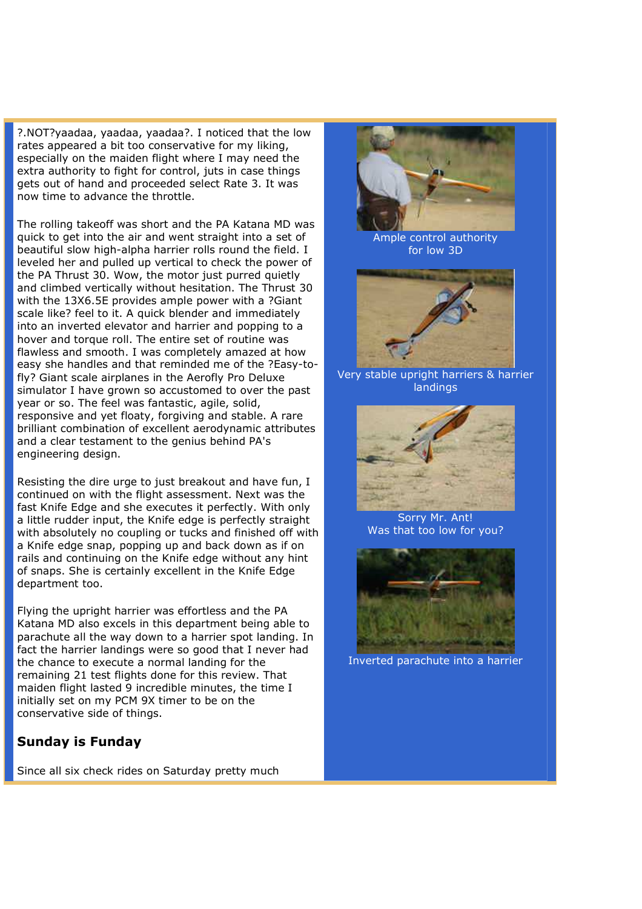?.NOT?yaadaa, yaadaa, yaadaa?. I noticed that the low rates appeared a bit too conservative for my liking, especially on the maiden flight where I may need the extra authority to fight for control, juts in case things gets out of hand and proceeded select Rate 3. It was now time to advance the throttle.

The rolling takeoff was short and the PA Katana MD was quick to get into the air and went straight into a set of beautiful slow high-alpha harrier rolls round the field. I leveled her and pulled up vertical to check the power of the PA Thrust 30. Wow, the motor just purred quietly and climbed vertically without hesitation. The Thrust 30 with the 13X6.5E provides ample power with a ?Giant scale like? feel to it. A quick blender and immediately into an inverted elevator and harrier and popping to a hover and torque roll. The entire set of routine was flawless and smooth. I was completely amazed at how easy she handles and that reminded me of the ?Easy-to-fly? Giant scale airplanes in the Aerofly Pro Deluxe simulator I have grown so accustomed to over the past year or so. The feel was fantastic, agile, solid, responsive and yet floaty, forgiving and stable. A rare brilliant combination of excellent aerodynamic attributes and a clear testament to the genius behind PA's engineering design.

Resisting the dire urge to just breakout and have fun, I continued on with the flight assessment. Next was the fast Knife Edge and she executes it perfectly. With only a little rudder input, the Knife edge is perfectly straight with absolutely no coupling or tucks and finished off with a Knife edge snap, popping up and back down as if on rails and continuing on the Knife edge without any hint of snaps. She is certainly excellent in the Knife Edge department too.

Flying the upright harrier was effortless and the PA Katana MD also excels in this department being able to parachute all the way down to a harrier spot landing. In fact the harrier landings were so good that I never had the chance to execute a normal landing for the remaining 21 test flights done for this review. That maiden flight lasted 9 incredible minutes, the time I initially set on my PCM 9X timer to be on the conservative side of things.

## Sunday is Funday

Since all six check rides on Saturday pretty much

Ample control authority for low 3D

Very stable upright harriers & harrier landings

Sorry Mr. Ant!
Was that too low for you?

Inverted parachute into a harrier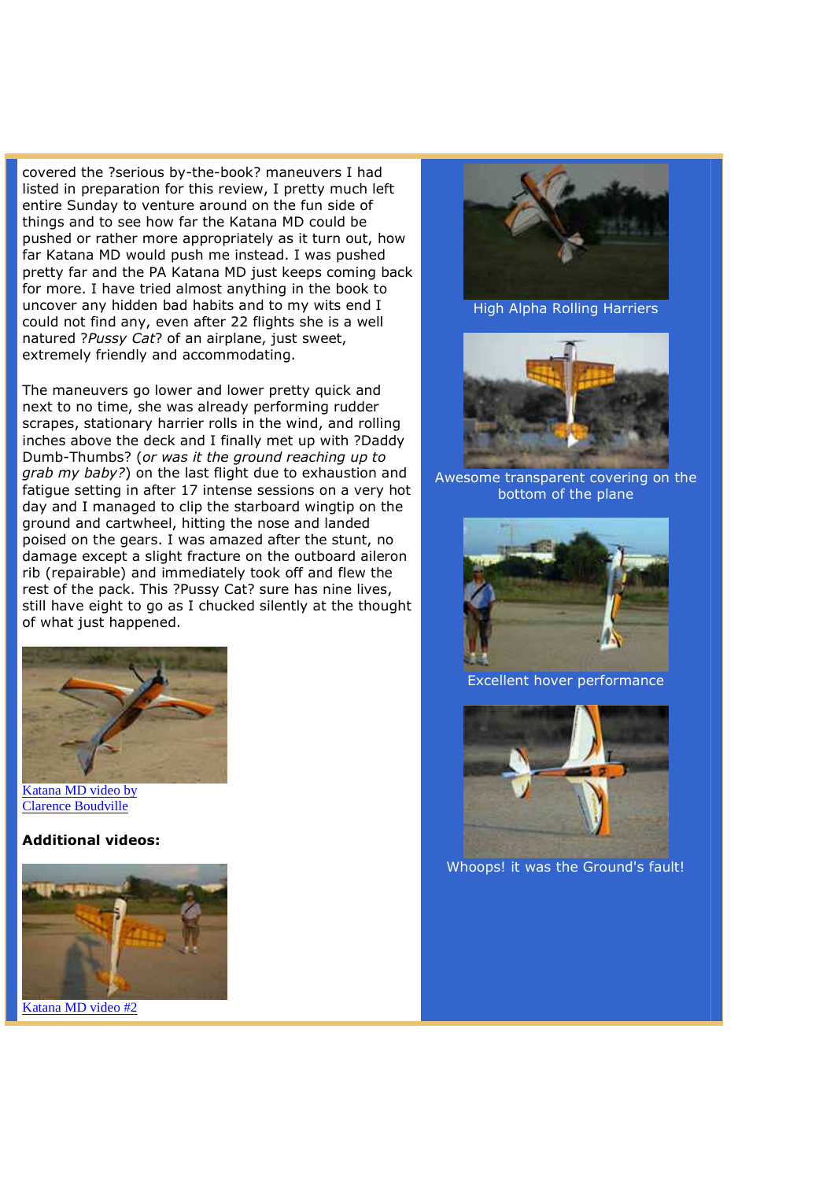covered the ?serious by-the-book? maneuvers I had listed in preparation for this review, I pretty much left entire Sunday to venture around on the fun side of things and to see how far the Katana MD could be pushed or rather more appropriately as it turn out, how far Katana MD would push me instead. I was pushed pretty far and the PA Katana MD just keeps coming back for more. I have tried almost anything in the book to uncover any hidden bad habits and to my wits end I could not find any, even after 22 flights she is a well natured ?*Pussy Cat*? of an airplane, just sweet, extremely friendly and accommodating.

The maneuvers go lower and lower pretty quick and next to no time, she was already performing rudder scrapes, stationary harrier rolls in the wind, and rolling inches above the deck and I finally met up with ?Daddy Dumb-Thumbs? (*or was it the ground reaching up to grab my baby?*) on the last flight due to exhaustion and fatigue setting in after 17 intense sessions on a very hot day and I managed to clip the starboard wingtip on the ground and cartwheel, hitting the nose and landed poised on the gears. I was amazed after the stunt, no damage except a slight fracture on the outboard aileron rib (repairable) and immediately took off and flew the rest of the pack. This ?Pussy Cat? sure has nine lives, still have eight to go as I chucked silently at the thought of what just happened.

Katana MD video by Clarence Boudville

**Additional videos:**

Katana MD video #2

High Alpha Rolling Harriers

Awesome transparent covering on the bottom of the plane

Excellent hover performance

Whoops! it was the Ground's fault!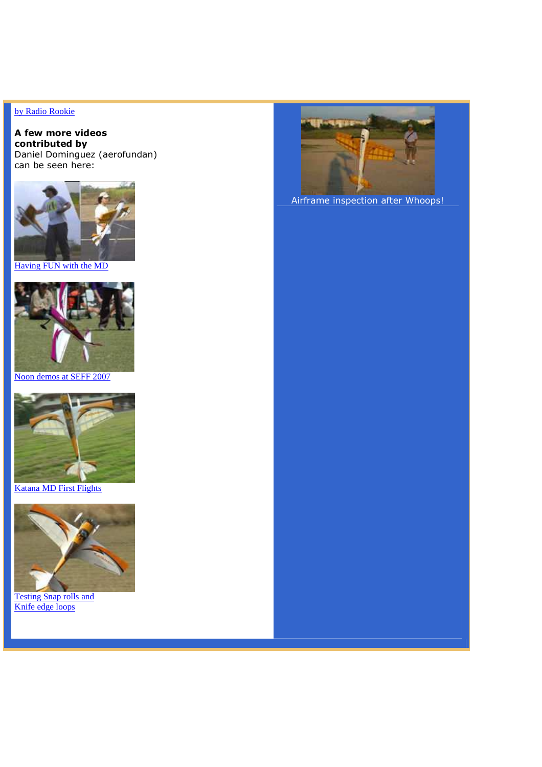[by Radio Rookie]

**A few more videos contributed by**
Daniel Dominguez (aerofundan)
can be seen here:

[Having FUN with the MD]

[Noon demos at SEFF 2007]

[Katana MD First Flights]

[Testing Snap rolls and Knife edge loops]

Airframe inspection after Whoops!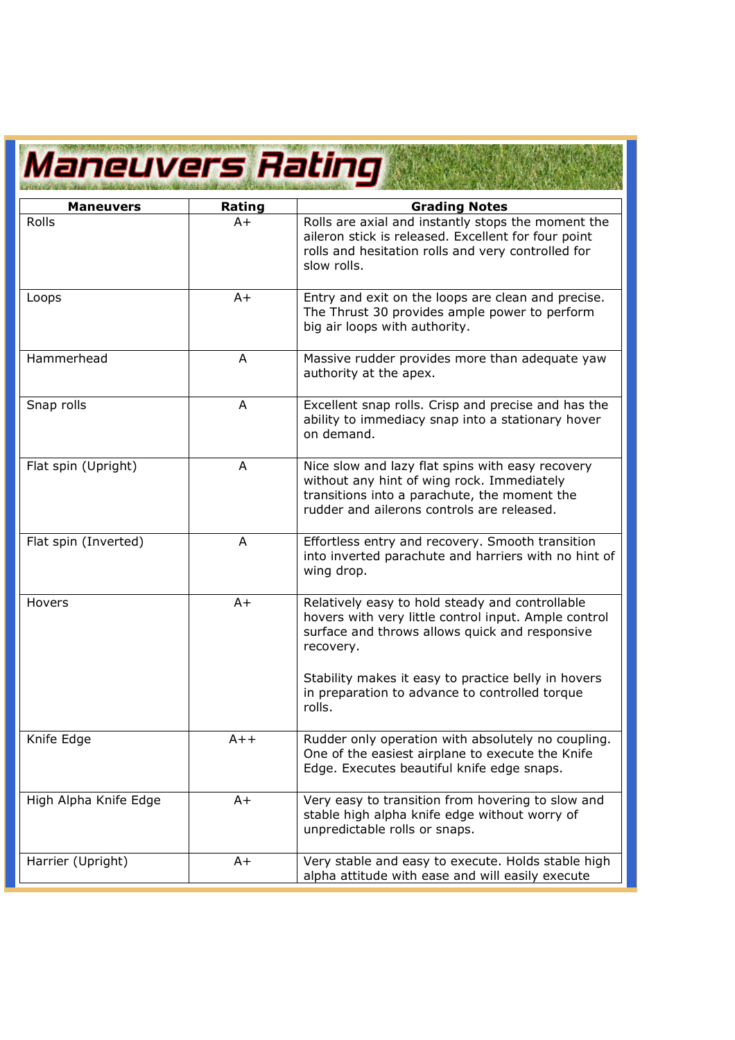# Maneuvers Rating

| Maneuvers | Rating | Grading Notes |
|---|---|---|
| Rolls | A+ | Rolls are axial and instantly stops the moment the aileron stick is released. Excellent for four point rolls and hesitation rolls and very controlled for slow rolls. |
| Loops | A+ | Entry and exit on the loops are clean and precise. The Thrust 30 provides ample power to perform big air loops with authority. |
| Hammerhead | A | Massive rudder provides more than adequate yaw authority at the apex. |
| Snap rolls | A | Excellent snap rolls. Crisp and precise and has the ability to immediacy snap into a stationary hover on demand. |
| Flat spin (Upright) | A | Nice slow and lazy flat spins with easy recovery without any hint of wing rock. Immediately transitions into a parachute, the moment the rudder and ailerons controls are released. |
| Flat spin (Inverted) | A | Effortless entry and recovery. Smooth transition into inverted parachute and harriers with no hint of wing drop. |
| Hovers | A+ | Relatively easy to hold steady and controllable hovers with very little control input. Ample control surface and throws allows quick and responsive recovery.<br><br>Stability makes it easy to practice belly in hovers in preparation to advance to controlled torque rolls. |
| Knife Edge | A++ | Rudder only operation with absolutely no coupling. One of the easiest airplane to execute the Knife Edge. Executes beautiful knife edge snaps. |
| High Alpha Knife Edge | A+ | Very easy to transition from hovering to slow and stable high alpha knife edge without worry of unpredictable rolls or snaps. |
| Harrier (Upright) | A+ | Very stable and easy to execute. Holds stable high alpha attitude with ease and will easily execute |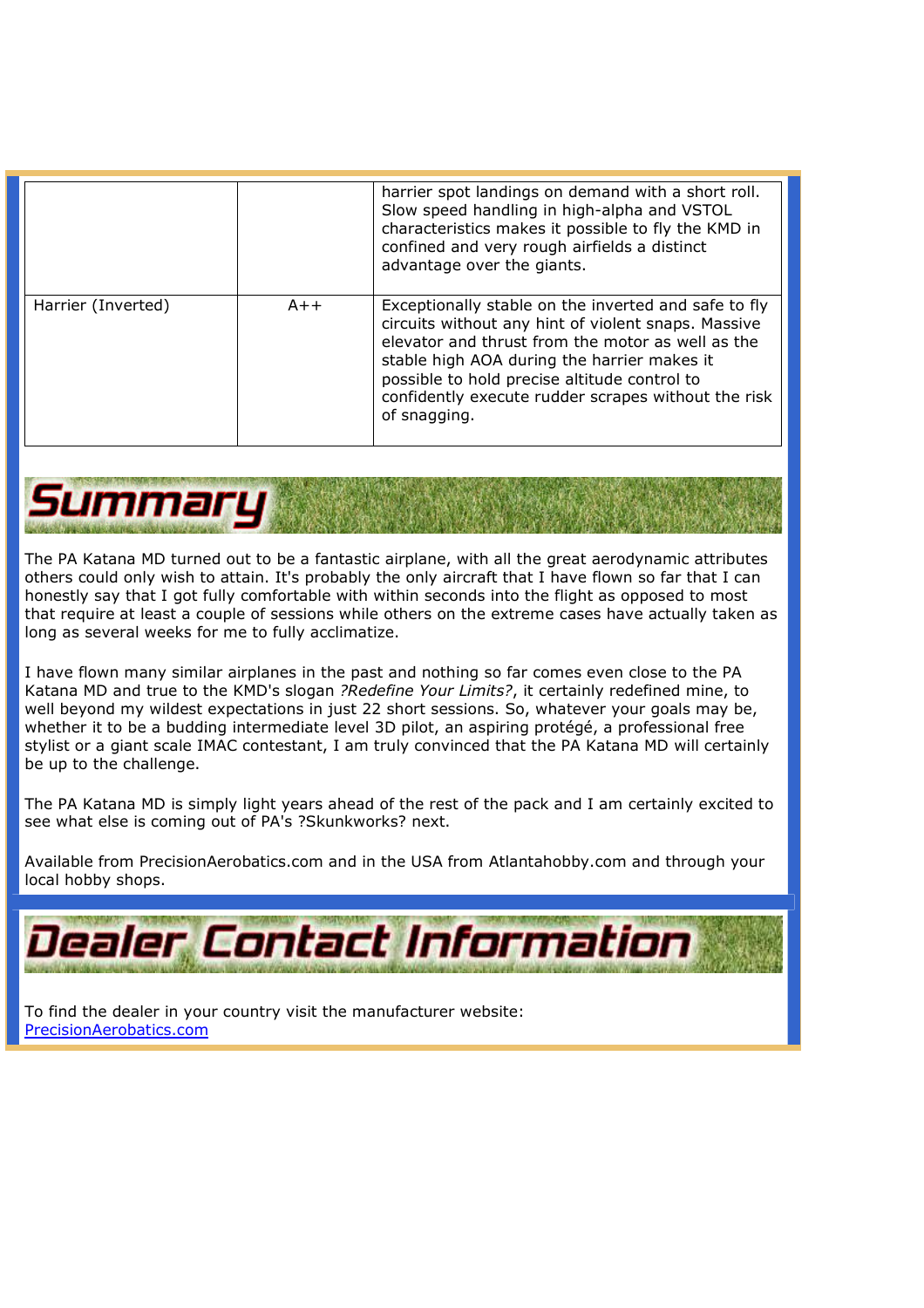| | | |
|---|---|---|
| | | harrier spot landings on demand with a short roll. Slow speed handling in high-alpha and VSTOL characteristics makes it possible to fly the KMD in confined and very rough airfields a distinct advantage over the giants. |
| Harrier (Inverted) | A++ | Exceptionally stable on the inverted and safe to fly circuits without any hint of violent snaps. Massive elevator and thrust from the motor as well as the stable high AOA during the harrier makes it possible to hold precise altitude control to confidently execute rudder scrapes without the risk of snagging. |

## Summary

The PA Katana MD turned out to be a fantastic airplane, with all the great aerodynamic attributes others could only wish to attain. It's probably the only aircraft that I have flown so far that I can honestly say that I got fully comfortable with within seconds into the flight as opposed to most that require at least a couple of sessions while others on the extreme cases have actually taken as long as several weeks for me to fully acclimatize.

I have flown many similar airplanes in the past and nothing so far comes even close to the PA Katana MD and true to the KMD's slogan *?Redefine Your Limits?*, it certainly redefined mine, to well beyond my wildest expectations in just 22 short sessions. So, whatever your goals may be, whether it to be a budding intermediate level 3D pilot, an aspiring protégé, a professional free stylist or a giant scale IMAC contestant, I am truly convinced that the PA Katana MD will certainly be up to the challenge.

The PA Katana MD is simply light years ahead of the rest of the pack and I am certainly excited to see what else is coming out of PA's ?Skunkworks? next.

Available from PrecisionAerobatics.com and in the USA from Atlantahobby.com and through your local hobby shops.

## Dealer Contact Information

To find the dealer in your country visit the manufacturer website:
PrecisionAerobatics.com